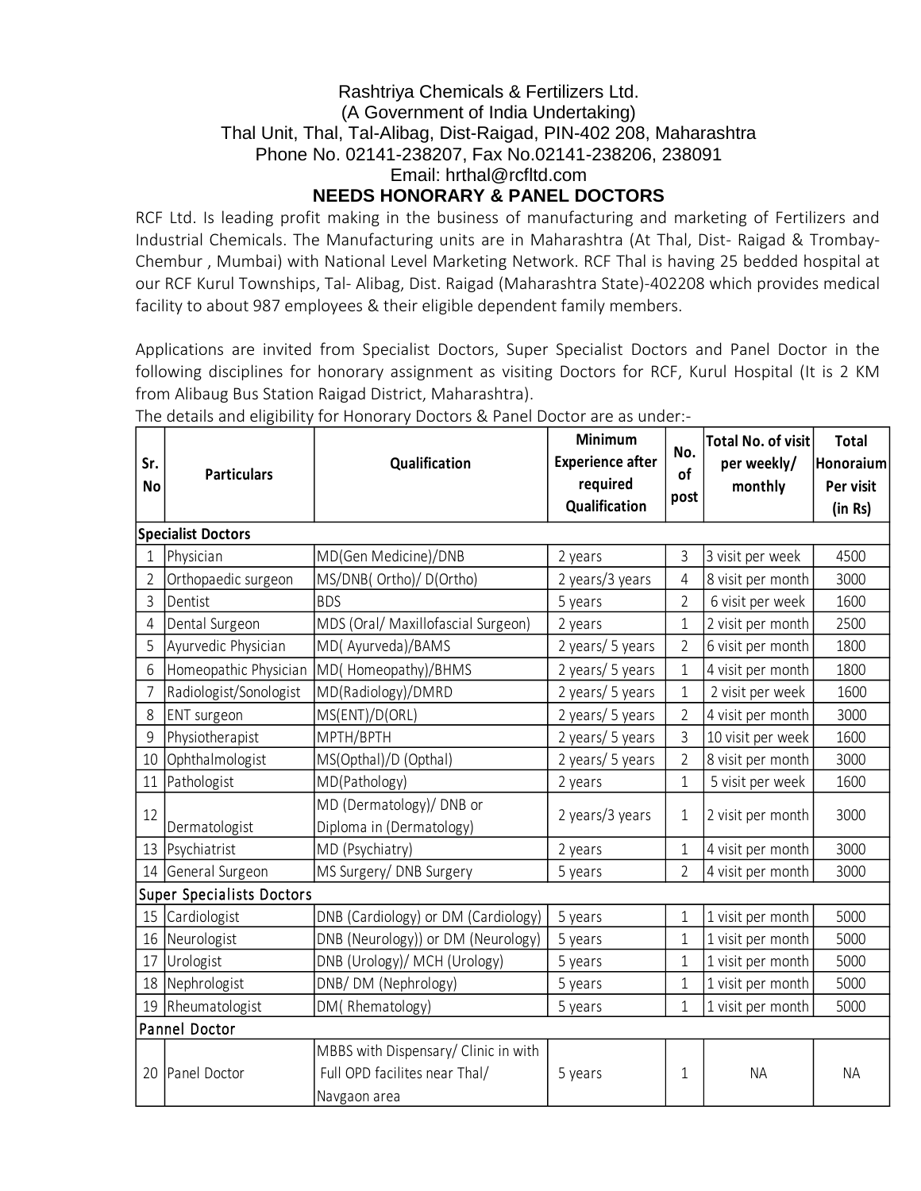Rashtriya Chemicals & Fertilizers Ltd.
(A Government of India Undertaking)
Thal Unit, Thal, Tal-Alibag, Dist-Raigad, PIN-402 208, Maharashtra
Phone No. 02141-238207, Fax No.02141-238206, 238091
Email: hrthal@rcfltd.com

## NEEDS HONORARY & PANEL DOCTORS

RCF Ltd. Is leading profit making in the business of manufacturing and marketing of Fertilizers and Industrial Chemicals. The Manufacturing units are in Maharashtra (At Thal, Dist- Raigad & Trombay- Chembur , Mumbai) with National Level Marketing Network. RCF Thal is having 25 bedded hospital at our RCF Kurul Townships, Tal- Alibag, Dist. Raigad (Maharashtra State)-402208 which provides medical facility to about 987 employees & their eligible dependent family members.

Applications are invited from Specialist Doctors, Super Specialist Doctors and Panel Doctor in the following disciplines for honorary assignment as visiting Doctors for RCF, Kurul Hospital (It is 2 KM from Alibaug Bus Station Raigad District, Maharashtra).

The details and eligibility for Honorary Doctors & Panel Doctor are as under:-

| Sr. No | Particulars | Qualification | Minimum Experience after required Qualification | No. of post | Total No. of visit per weekly/ monthly | Total Honoraium Per visit (in Rs) |
|---|---|---|---|---|---|---|
| **Specialist Doctors** | | | | | | |
| 1 | Physician | MD(Gen Medicine)/DNB | 2 years | 3 | 3 visit per week | 4500 |
| 2 | Orthopaedic surgeon | MS/DNB( Ortho)/ D(Ortho) | 2 years/3 years | 4 | 8 visit per month | 3000 |
| 3 | Dentist | BDS | 5 years | 2 | 6 visit per week | 1600 |
| 4 | Dental Surgeon | MDS (Oral/ Maxillofascial Surgeon) | 2 years | 1 | 2 visit per month | 2500 |
| 5 | Ayurvedic Physician | MD( Ayurveda)/BAMS | 2 years/ 5 years | 2 | 6 visit per month | 1800 |
| 6 | Homeopathic Physician | MD( Homeopathy)/BHMS | 2 years/ 5 years | 1 | 4 visit per month | 1800 |
| 7 | Radiologist/Sonologist | MD(Radiology)/DMRD | 2 years/ 5 years | 1 | 2 visit per week | 1600 |
| 8 | ENT surgeon | MS(ENT)/D(ORL) | 2 years/ 5 years | 2 | 4 visit per month | 3000 |
| 9 | Physiotherapist | MPTH/BPTH | 2 years/ 5 years | 3 | 10 visit per week | 1600 |
| 10 | Ophthalmologist | MS(Opthal)/D (Opthal) | 2 years/ 5 years | 2 | 8 visit per month | 3000 |
| 11 | Pathologist | MD(Pathology) | 2 years | 1 | 5 visit per week | 1600 |
| 12 | Dermatologist | MD (Dermatology)/ DNB or Diploma in (Dermatology) | 2 years/3 years | 1 | 2 visit per month | 3000 |
| 13 | Psychiatrist | MD (Psychiatry) | 2 years | 1 | 4 visit per month | 3000 |
| 14 | General Surgeon | MS Surgery/ DNB Surgery | 5 years | 2 | 4 visit per month | 3000 |
| **Super Specialists Doctors** | | | | | | |
| 15 | Cardiologist | DNB (Cardiology) or DM (Cardiology) | 5 years | 1 | 1 visit per month | 5000 |
| 16 | Neurologist | DNB (Neurology)) or DM (Neurology) | 5 years | 1 | 1 visit per month | 5000 |
| 17 | Urologist | DNB (Urology)/ MCH (Urology) | 5 years | 1 | 1 visit per month | 5000 |
| 18 | Nephrologist | DNB/ DM (Nephrology) | 5 years | 1 | 1 visit per month | 5000 |
| 19 | Rheumatologist | DM( Rhematology) | 5 years | 1 | 1 visit per month | 5000 |
| **Pannel Doctor** | | | | | | |
| 20 | Panel Doctor | MBBS with Dispensary/ Clinic in with Full OPD facilites near Thal/ Navgaon area | 5 years | 1 | NA | NA |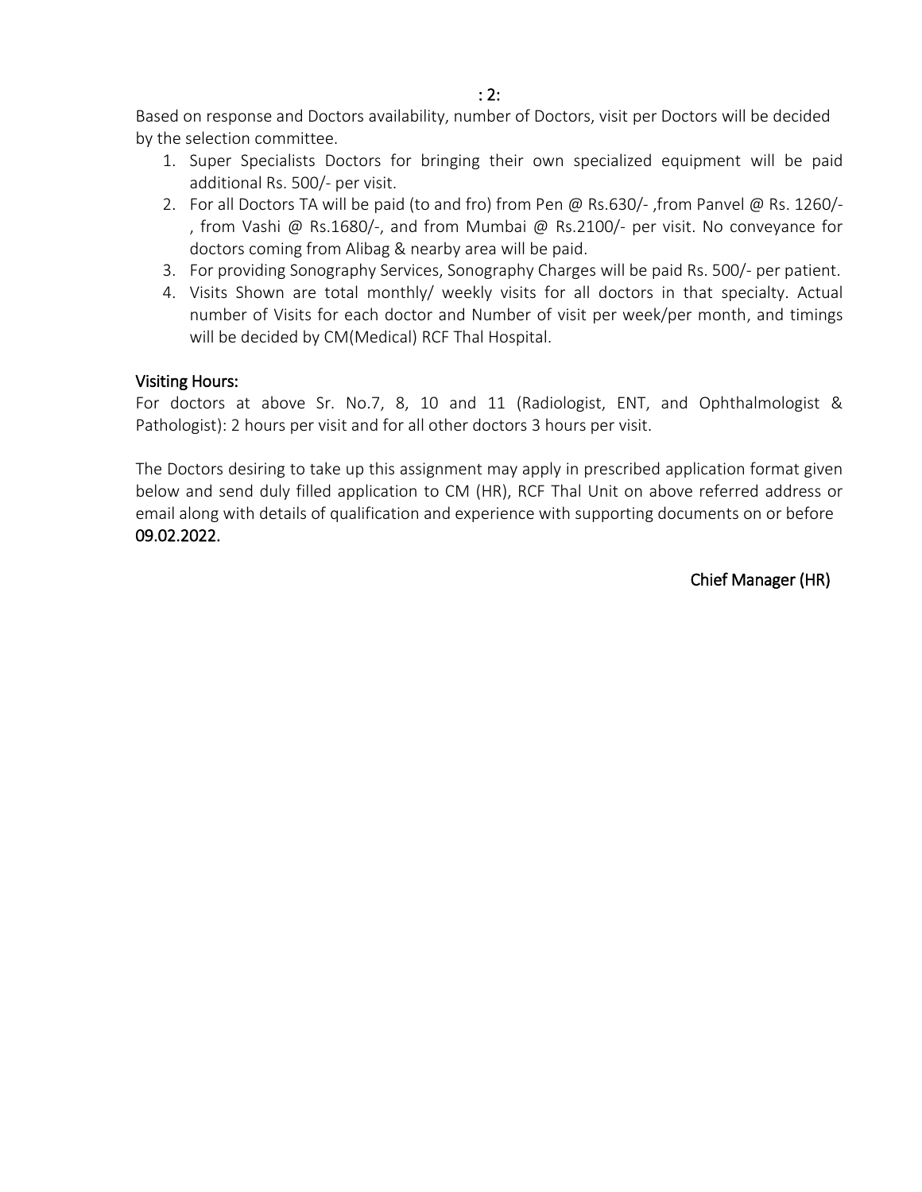Based on response and Doctors availability, number of Doctors, visit per Doctors will be decided by the selection committee.

1. Super Specialists Doctors for bringing their own specialized equipment will be paid additional Rs. 500/- per visit.
2. For all Doctors TA will be paid (to and fro) from Pen @ Rs.630/- ,from Panvel @ Rs. 1260/-, from Vashi @ Rs.1680/-, and from Mumbai @ Rs.2100/- per visit. No conveyance for doctors coming from Alibag & nearby area will be paid.
3. For providing Sonography Services, Sonography Charges will be paid Rs. 500/- per patient.
4. Visits Shown are total monthly/ weekly visits for all doctors in that specialty. Actual number of Visits for each doctor and Number of visit per week/per month, and timings will be decided by CM(Medical) RCF Thal Hospital.

## Visiting Hours:

For doctors at above Sr. No.7, 8, 10 and 11 (Radiologist, ENT, and Ophthalmologist & Pathologist): 2 hours per visit and for all other doctors 3 hours per visit.

The Doctors desiring to take up this assignment may apply in prescribed application format given below and send duly filled application to CM (HR), RCF Thal Unit on above referred address or email along with details of qualification and experience with supporting documents on or before 09.02.2022.

Chief Manager (HR)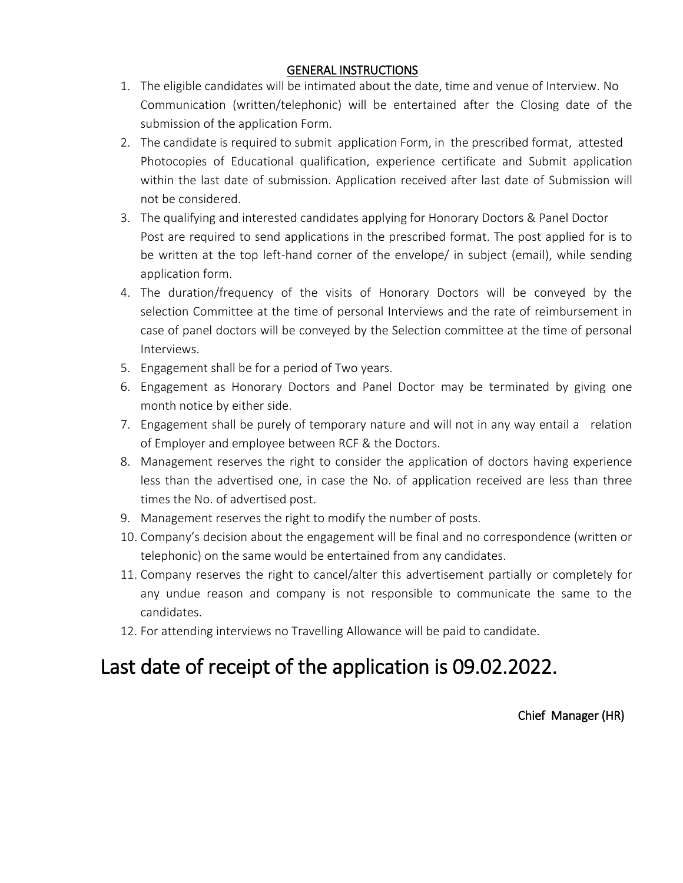## GENERAL INSTRUCTIONS

1. The eligible candidates will be intimated about the date, time and venue of Interview. No Communication (written/telephonic) will be entertained after the Closing date of the submission of the application Form.
2. The candidate is required to submit application Form, in the prescribed format, attested Photocopies of Educational qualification, experience certificate and Submit application within the last date of submission. Application received after last date of Submission will not be considered.
3. The qualifying and interested candidates applying for Honorary Doctors & Panel Doctor Post are required to send applications in the prescribed format. The post applied for is to be written at the top left-hand corner of the envelope/ in subject (email), while sending application form.
4. The duration/frequency of the visits of Honorary Doctors will be conveyed by the selection Committee at the time of personal Interviews and the rate of reimbursement in case of panel doctors will be conveyed by the Selection committee at the time of personal Interviews.
5. Engagement shall be for a period of Two years.
6. Engagement as Honorary Doctors and Panel Doctor may be terminated by giving one month notice by either side.
7. Engagement shall be purely of temporary nature and will not in any way entail a relation of Employer and employee between RCF & the Doctors.
8. Management reserves the right to consider the application of doctors having experience less than the advertised one, in case the No. of application received are less than three times the No. of advertised post.
9. Management reserves the right to modify the number of posts.
10. Company's decision about the engagement will be final and no correspondence (written or telephonic) on the same would be entertained from any candidates.
11. Company reserves the right to cancel/alter this advertisement partially or completely for any undue reason and company is not responsible to communicate the same to the candidates.
12. For attending interviews no Travelling Allowance will be paid to candidate.

# Last date of receipt of the application is 09.02.2022.

Chief Manager (HR)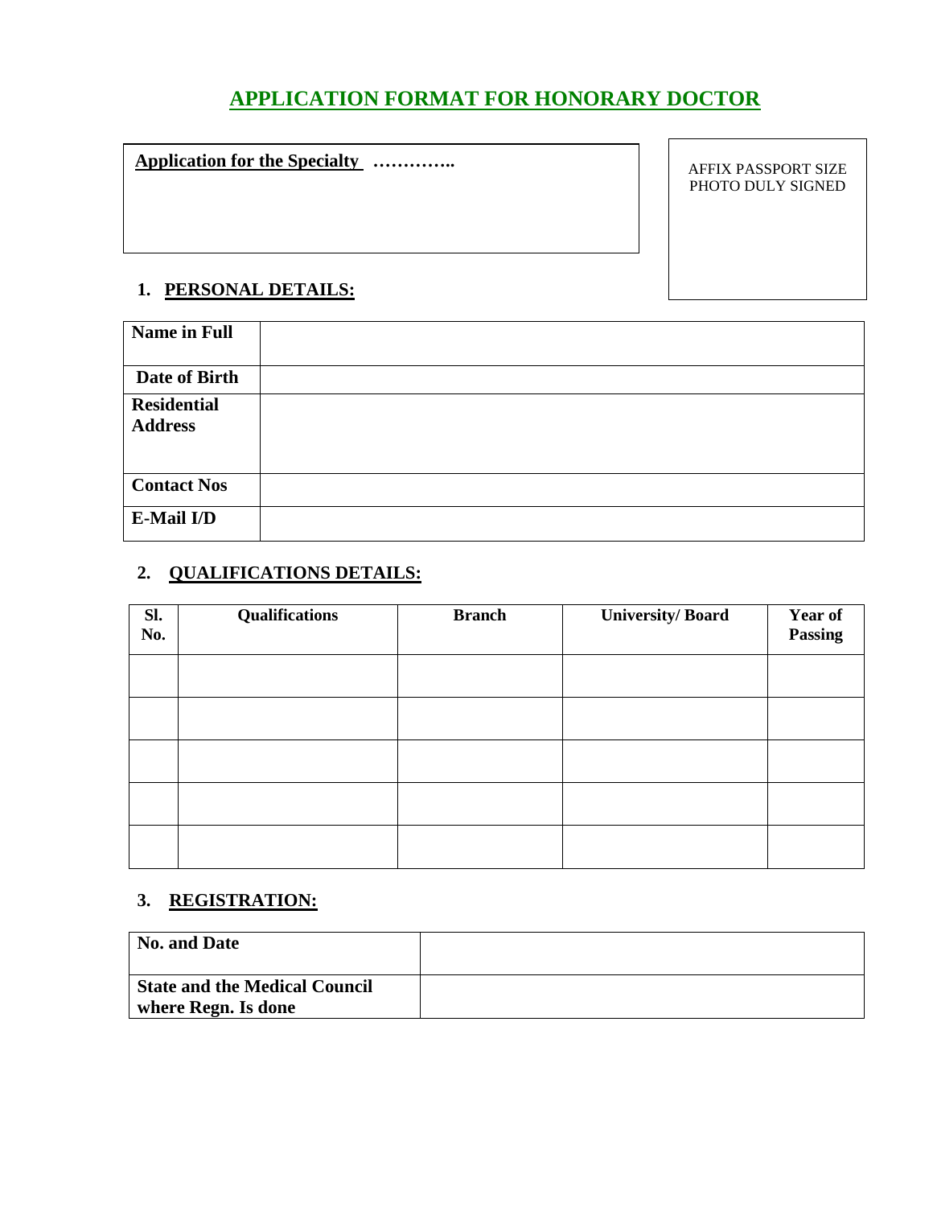# APPLICATION FORMAT FOR HONORARY DOCTOR

**Application for the Specialty** …………..

AFFIX PASSPORT SIZE PHOTO DULY SIGNED

## 1. PERSONAL DETAILS:

| | |
|---|---|
| **Name in Full** | |
| **Date of Birth** | |
| **Residential Address** | |
| **Contact Nos** | |
| **E-Mail I/D** | |

## 2. QUALIFICATIONS DETAILS:

| Sl. No. | Qualifications | Branch | University/ Board | Year of Passing |
|---|---|---|---|---|
| | | | | |
| | | | | |
| | | | | |
| | | | | |
| | | | | |

## 3. REGISTRATION:

| | |
|---|---|
| **No. and Date** | |
| **State and the Medical Council where Regn. Is done** | |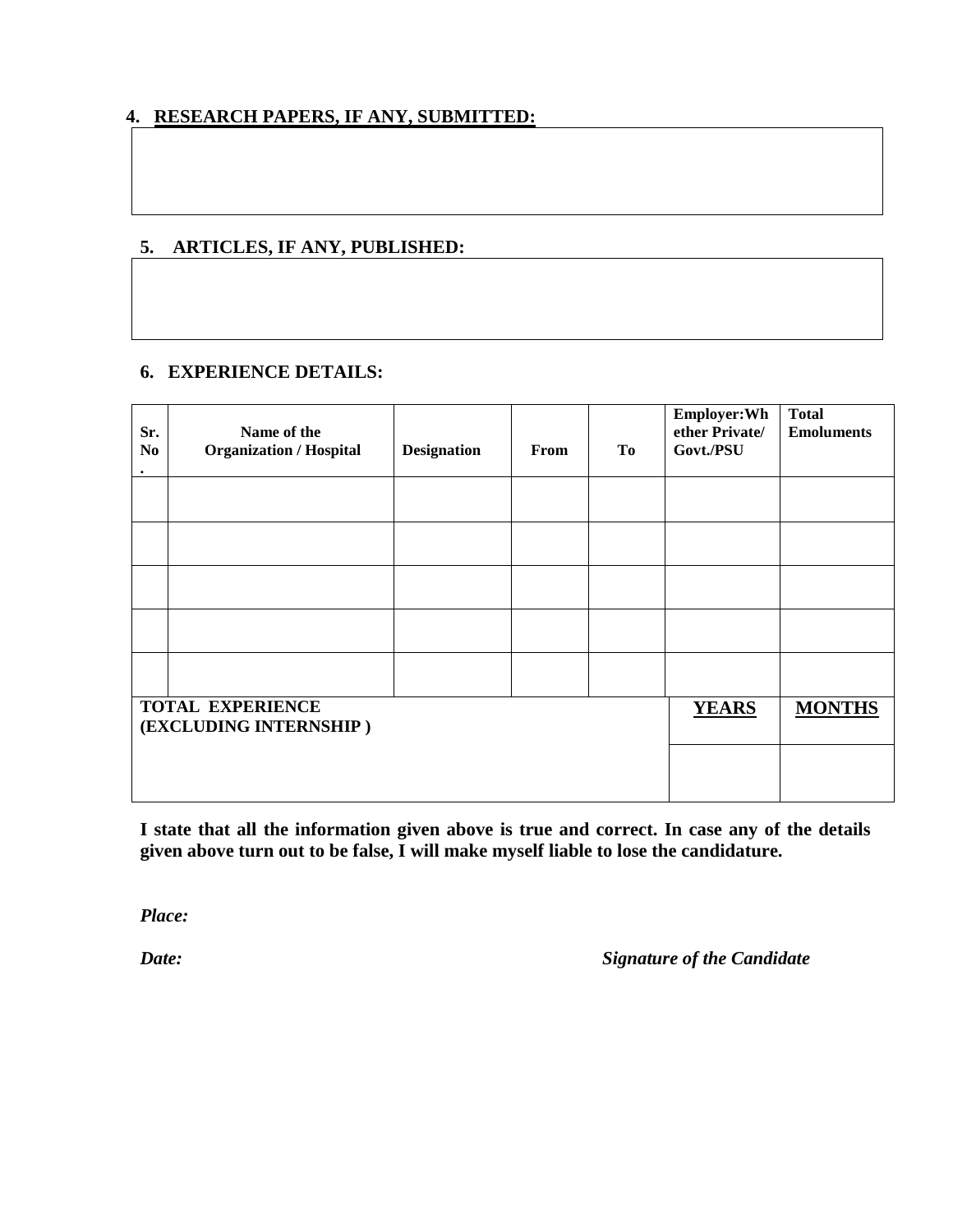## 4. RESEARCH PAPERS, IF ANY, SUBMITTED:

## 5. ARTICLES, IF ANY, PUBLISHED:

## 6. EXPERIENCE DETAILS:

| Sr. No. | Name of the Organization / Hospital | Designation | From | To | Employer:Whether Private/ Govt./PSU | Total Emoluments |
|---|---|---|---|---|---|---|
| | | | | | | |
| | | | | | | |
| | | | | | | |
| | | | | | | |
| | | | | | | |
| **TOTAL EXPERIENCE (EXCLUDING INTERNSHIP )** | | | | | **YEARS** | **MONTHS** |
| | | | | | | |

**I state that all the information given above is true and correct. In case any of the details given above turn out to be false, I will make myself liable to lose the candidature.**

***Place:***

***Date:*** ***Signature of the Candidate***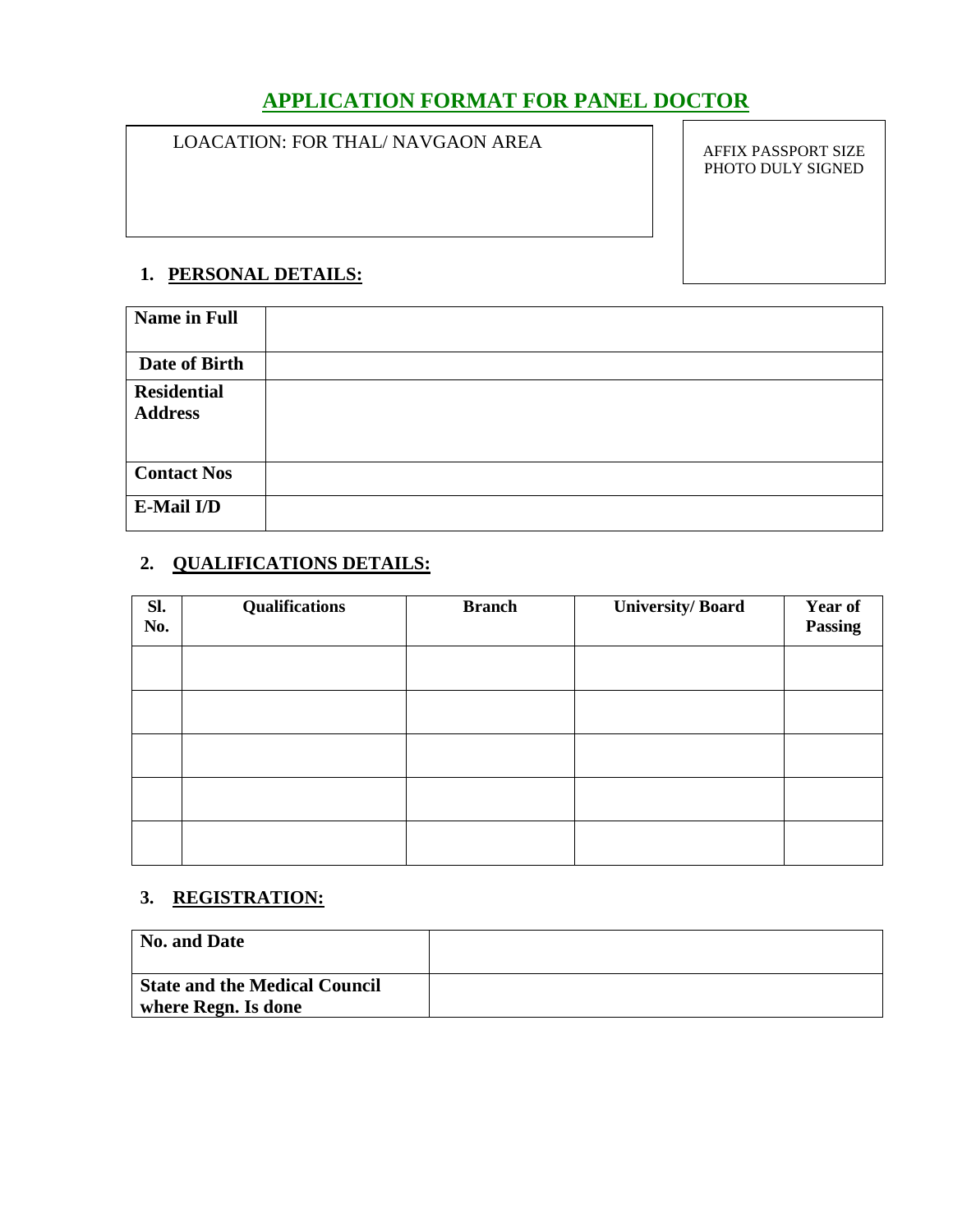# APPLICATION FORMAT FOR PANEL DOCTOR

LOACATION: FOR THAL/ NAVGAON AREA

AFFIX PASSPORT SIZE PHOTO DULY SIGNED

## 1. PERSONAL DETAILS:

| | |
|---|---|
| **Name in Full** | |
| **Date of Birth** | |
| **Residential Address** | |
| **Contact Nos** | |
| **E-Mail I/D** | |

## 2. QUALIFICATIONS DETAILS:

| Sl. No. | Qualifications | Branch | University/ Board | Year of Passing |
|---|---|---|---|---|
| | | | | |
| | | | | |
| | | | | |
| | | | | |
| | | | | |

## 3. REGISTRATION:

| | |
|---|---|
| **No. and Date** | |
| **State and the Medical Council where Regn. Is done** | |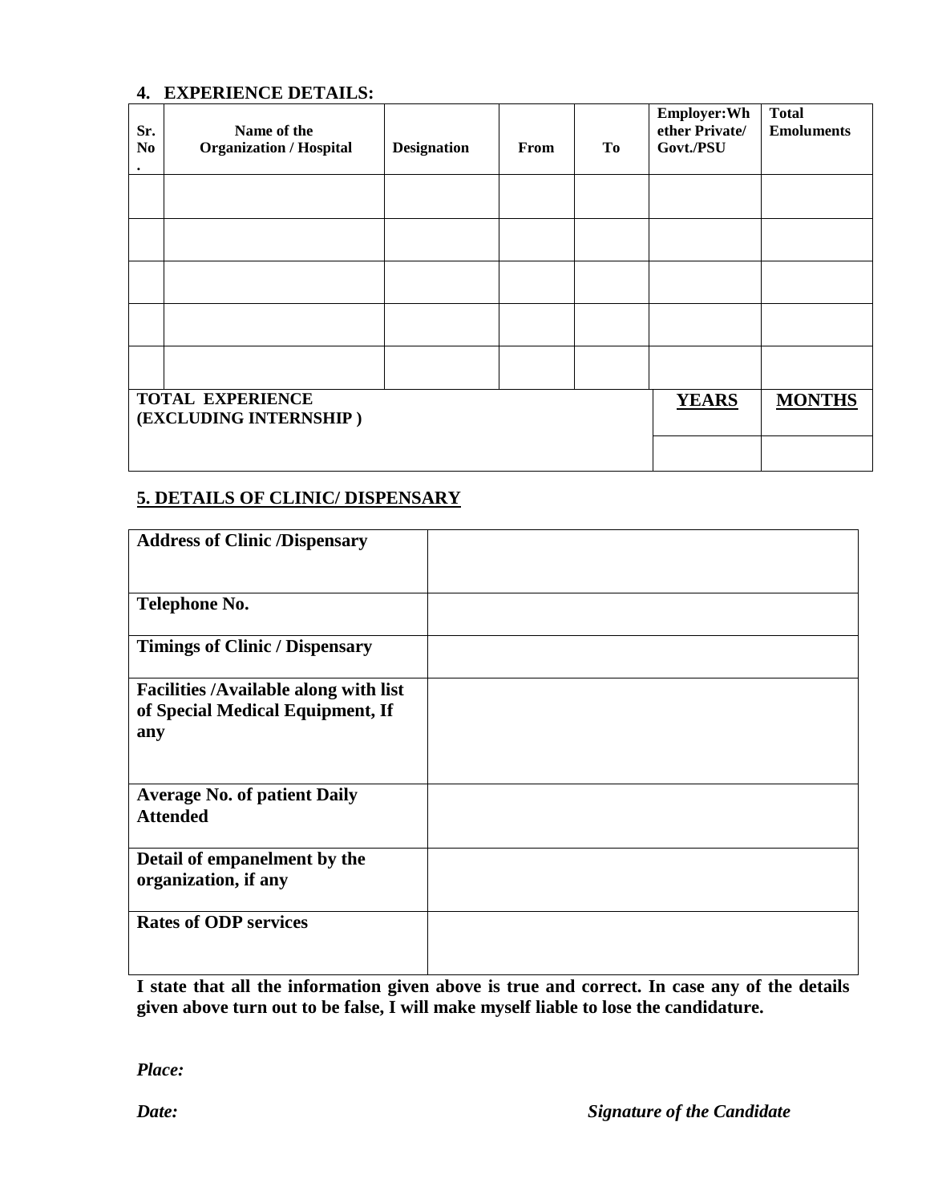## 4. EXPERIENCE DETAILS:

| Sr. No. | Name of the Organization / Hospital | Designation | From | To | Employer:Whether Private/ Govt./PSU | Total Emoluments |
|---|---|---|---|---|---|---|
| | | | | | | |
| | | | | | | |
| | | | | | | |
| | | | | | | |
| | | | | | | |
| **TOTAL EXPERIENCE (EXCLUDING INTERNSHIP )** | | | | | **YEARS** | **MONTHS** |
| | | | | | | |

## 5. DETAILS OF CLINIC/ DISPENSARY

| | |
|---|---|
| **Address of Clinic /Dispensary** | |
| **Telephone No.** | |
| **Timings of Clinic / Dispensary** | |
| **Facilities /Available along with list of Special Medical Equipment, If any** | |
| **Average No. of patient Daily Attended** | |
| **Detail of empanelment by the organization, if any** | |
| **Rates of ODP services** | |

**I state that all the information given above is true and correct. In case any of the details given above turn out to be false, I will make myself liable to lose the candidature.**

***Place:***

***Date:*** ***Signature of the Candidate***